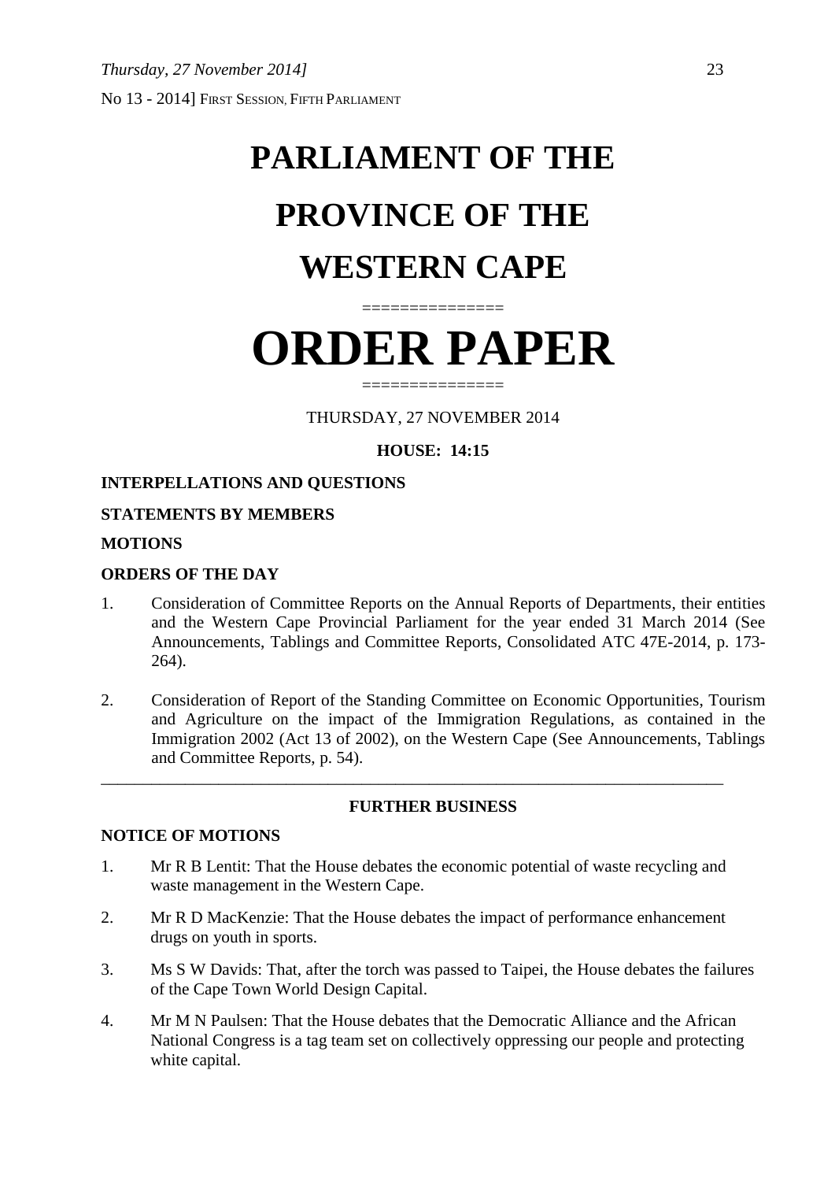No 13 - 2014] FIRST SESSION, FIFTH PARLIAMENT

# PARLIAMENT OF THE PROVINCE OF THE WESTERN CAPE

===============

# ORDER PAPER

===============

THURSDAY, 27 NOVEMBER 2014

**HOUSE: 14:15**

**INTERPELLATIONS AND QUESTIONS**

**STATEMENTS BY MEMBERS**

**MOTIONS**

**ORDERS OF THE DAY**

1. Consideration of Committee Reports on the Annual Reports of Departments, their entities and the Western Cape Provincial Parliament for the year ended 31 March 2014 (See Announcements, Tablings and Committee Reports, Consolidated ATC 47E-2014, p. 173-264).

2. Consideration of Report of the Standing Committee on Economic Opportunities, Tourism and Agriculture on the impact of the Immigration Regulations, as contained in the Immigration 2002 (Act 13 of 2002), on the Western Cape (See Announcements, Tablings and Committee Reports, p. 54).

---

**FURTHER BUSINESS**

**NOTICE OF MOTIONS**

1. Mr R B Lentit: That the House debates the economic potential of waste recycling and waste management in the Western Cape.

2. Mr R D MacKenzie: That the House debates the impact of performance enhancement drugs on youth in sports.

3. Ms S W Davids: That, after the torch was passed to Taipei, the House debates the failures of the Cape Town World Design Capital.

4. Mr M N Paulsen: That the House debates that the Democratic Alliance and the African National Congress is a tag team set on collectively oppressing our people and protecting white capital.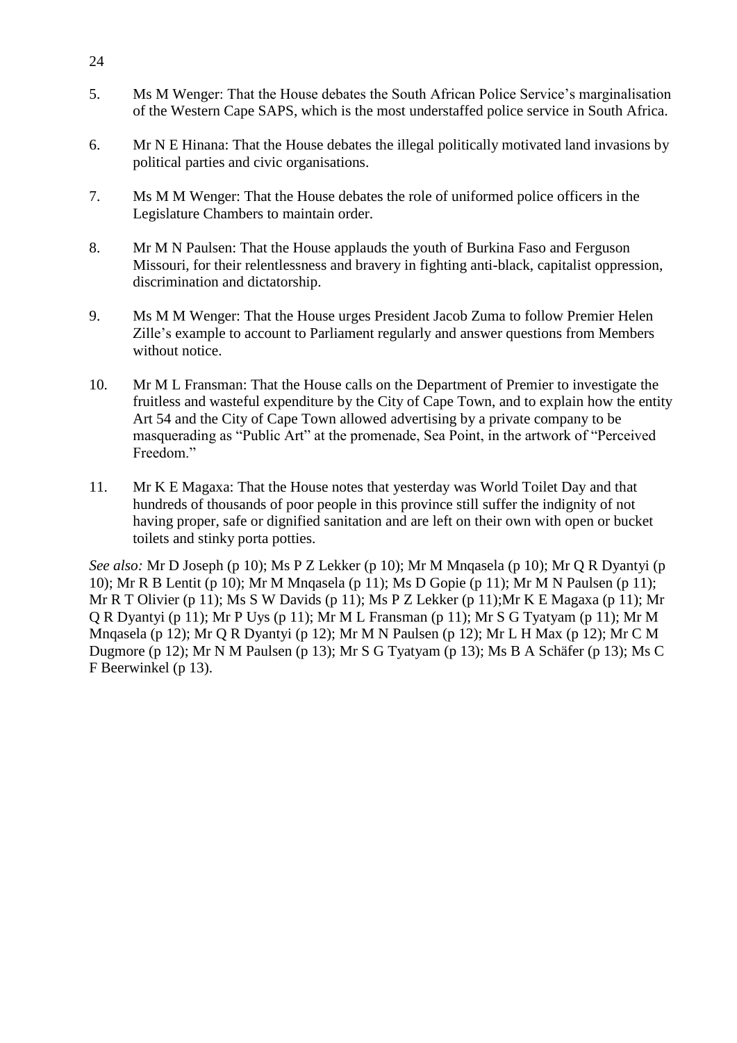5. Ms M Wenger: That the House debates the South African Police Service's marginalisation of the Western Cape SAPS, which is the most understaffed police service in South Africa.

6. Mr N E Hinana: That the House debates the illegal politically motivated land invasions by political parties and civic organisations.

7. Ms M M Wenger: That the House debates the role of uniformed police officers in the Legislature Chambers to maintain order.

8. Mr M N Paulsen: That the House applauds the youth of Burkina Faso and Ferguson Missouri, for their relentlessness and bravery in fighting anti-black, capitalist oppression, discrimination and dictatorship.

9. Ms M M Wenger: That the House urges President Jacob Zuma to follow Premier Helen Zille's example to account to Parliament regularly and answer questions from Members without notice.

10. Mr M L Fransman: That the House calls on the Department of Premier to investigate the fruitless and wasteful expenditure by the City of Cape Town, and to explain how the entity Art 54 and the City of Cape Town allowed advertising by a private company to be masquerading as "Public Art" at the promenade, Sea Point, in the artwork of "Perceived Freedom."

11. Mr K E Magaxa: That the House notes that yesterday was World Toilet Day and that hundreds of thousands of poor people in this province still suffer the indignity of not having proper, safe or dignified sanitation and are left on their own with open or bucket toilets and stinky porta potties.

*See also:* Mr D Joseph (p 10); Ms P Z Lekker (p 10); Mr M Mnqasela (p 10); Mr Q R Dyantyi (p 10); Mr R B Lentit (p 10); Mr M Mnqasela (p 11); Ms D Gopie (p 11); Mr M N Paulsen (p 11); Mr R T Olivier (p 11); Ms S W Davids (p 11); Ms P Z Lekker (p 11);Mr K E Magaxa (p 11); Mr Q R Dyantyi (p 11); Mr P Uys (p 11); Mr M L Fransman (p 11); Mr S G Tyatyam (p 11); Mr M Mnqasela (p 12); Mr Q R Dyantyi (p 12); Mr M N Paulsen (p 12); Mr L H Max (p 12); Mr C M Dugmore (p 12); Mr N M Paulsen (p 13); Mr S G Tyatyam (p 13); Ms B A Schäfer (p 13); Ms C F Beerwinkel (p 13).